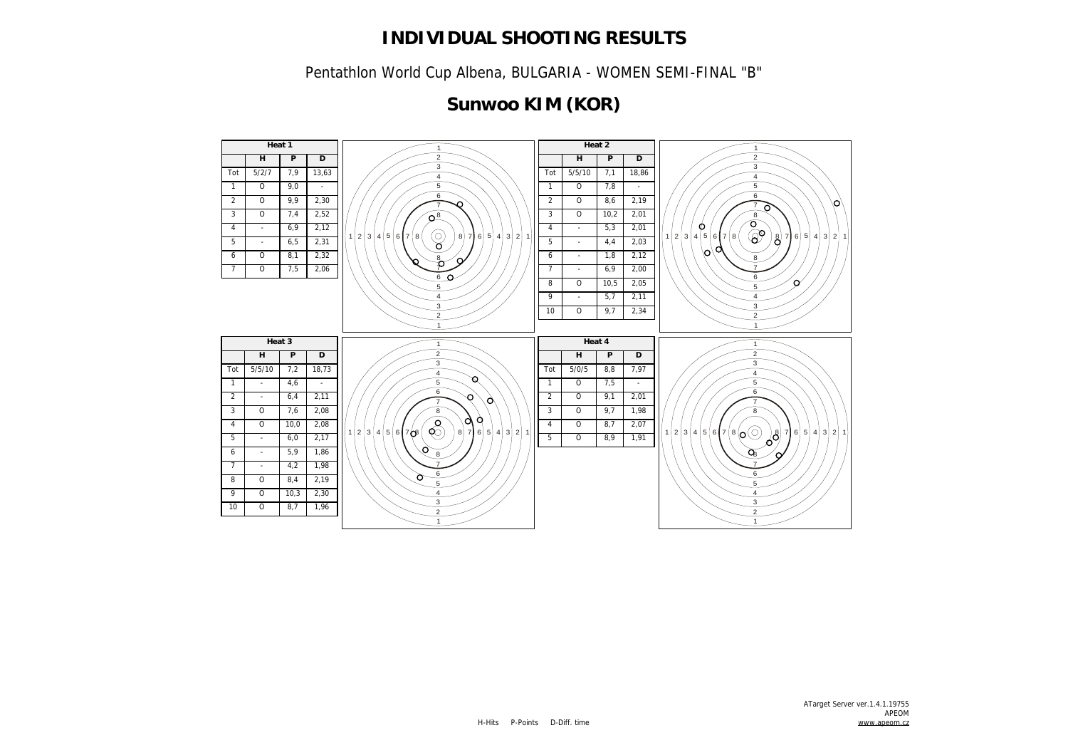# INDIVIDUAL SHOOTING RESULTS

Pentathlon World Cup Albena, BULGARIA - WOMEN SEMI-FINAL "B"

## Sunwoo KIM (KOR)

**Heat 1**

| | H | P | D |
|---|---|---|---|
| Tot | 5/2/7 | 7,9 | 13,63 |
| 1 | O | 9,0 | - |
| 2 | O | 9,9 | 2,30 |
| 3 | O | 7,4 | 2,52 |
| 4 | - | 6,9 | 2,12 |
| 5 | - | 6,5 | 2,31 |
| 6 | O | 8,1 | 2,32 |
| 7 | O | 7,5 | 2,06 |

**Heat 2**

| | H | P | D |
|---|---|---|---|
| Tot | 5/5/10 | 7,1 | 18,86 |
| 1 | O | 7,8 | - |
| 2 | O | 8,6 | 2,19 |
| 3 | O | 10,2 | 2,01 |
| 4 | - | 5,3 | 2,01 |
| 5 | - | 4,4 | 2,03 |
| 6 | - | 1,8 | 2,12 |
| 7 | - | 6,9 | 2,00 |
| 8 | O | 10,5 | 2,05 |
| 9 | - | 5,7 | 2,11 |
| 10 | O | 9,7 | 2,34 |

**Heat 3**

| | H | P | D |
|---|---|---|---|
| Tot | 5/5/10 | 7,2 | 18,73 |
| 1 | - | 4,6 | - |
| 2 | - | 6,4 | 2,11 |
| 3 | O | 7,6 | 2,08 |
| 4 | O | 10,0 | 2,08 |
| 5 | - | 6,0 | 2,17 |
| 6 | - | 5,9 | 1,86 |
| 7 | - | 4,2 | 1,98 |
| 8 | O | 8,4 | 2,19 |
| 9 | O | 10,3 | 2,30 |
| 10 | O | 8,7 | 1,96 |

**Heat 4**

| | H | P | D |
|---|---|---|---|
| Tot | 5/0/5 | 8,8 | 7,97 |
| 1 | O | 7,5 | - |
| 2 | O | 9,1 | 2,01 |
| 3 | O | 9,7 | 1,98 |
| 4 | O | 8,7 | 2,07 |
| 5 | O | 8,9 | 1,91 |

H-Hits P-Points D-Diff. time

ATarget Server ver.1.4.1.19755
APEOM
www.apeom.cz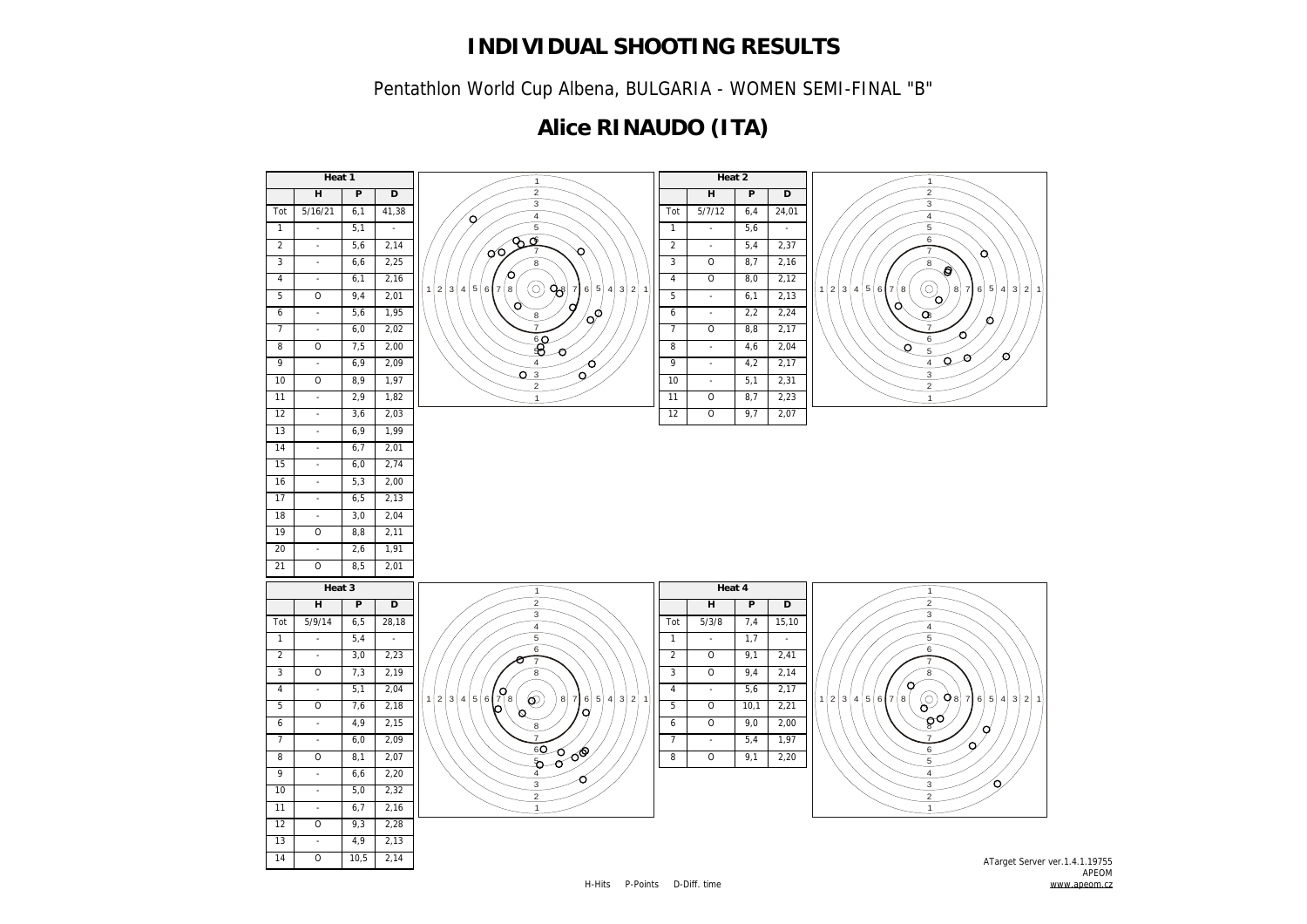# INDIVIDUAL SHOOTING RESULTS

Pentathlon World Cup Albena, BULGARIA - WOMEN SEMI-FINAL "B"

## Alice RINAUDO (ITA)

**Heat 1**

| | H | P | D |
|---|---|---|---|
| Tot | 5/16/21 | 6,1 | 41,38 |
| 1 | - | 5,1 | - |
| 2 | - | 5,6 | 2,14 |
| 3 | - | 6,6 | 2,25 |
| 4 | - | 6,1 | 2,16 |
| 5 | O | 9,4 | 2,01 |
| 6 | - | 5,6 | 1,95 |
| 7 | - | 6,0 | 2,02 |
| 8 | O | 7,5 | 2,00 |
| 9 | - | 6,9 | 2,09 |
| 10 | O | 8,9 | 1,97 |
| 11 | - | 2,9 | 1,82 |
| 12 | - | 3,6 | 2,03 |
| 13 | - | 6,9 | 1,99 |
| 14 | - | 6,7 | 2,01 |
| 15 | - | 6,0 | 2,74 |
| 16 | - | 5,3 | 2,00 |
| 17 | - | 6,5 | 2,13 |
| 18 | - | 3,0 | 2,04 |
| 19 | O | 8,8 | 2,11 |
| 20 | - | 2,6 | 1,91 |
| 21 | O | 8,5 | 2,01 |

**Heat 2**

| | H | P | D |
|---|---|---|---|
| Tot | 5/7/12 | 6,4 | 24,01 |
| 1 | - | 5,6 | - |
| 2 | - | 5,4 | 2,37 |
| 3 | O | 8,7 | 2,16 |
| 4 | O | 8,0 | 2,12 |
| 5 | - | 6,1 | 2,13 |
| 6 | - | 2,2 | 2,24 |
| 7 | O | 8,8 | 2,17 |
| 8 | - | 4,6 | 2,04 |
| 9 | - | 4,2 | 2,17 |
| 10 | - | 5,1 | 2,31 |
| 11 | O | 8,7 | 2,23 |
| 12 | O | 9,7 | 2,07 |

**Heat 3**

| | H | P | D |
|---|---|---|---|
| Tot | 5/9/14 | 6,5 | 28,18 |
| 1 | - | 5,4 | - |
| 2 | - | 3,0 | 2,23 |
| 3 | O | 7,3 | 2,19 |
| 4 | - | 5,1 | 2,04 |
| 5 | O | 7,6 | 2,18 |
| 6 | - | 4,9 | 2,15 |
| 7 | - | 6,0 | 2,09 |
| 8 | O | 8,1 | 2,07 |
| 9 | - | 6,6 | 2,20 |
| 10 | - | 5,0 | 2,32 |
| 11 | - | 6,7 | 2,16 |
| 12 | O | 9,3 | 2,28 |
| 13 | - | 4,9 | 2,13 |
| 14 | O | 10,5 | 2,14 |

**Heat 4**

| | H | P | D |
|---|---|---|---|
| Tot | 5/3/8 | 7,4 | 15,10 |
| 1 | - | 1,7 | - |
| 2 | O | 9,1 | 2,41 |
| 3 | O | 9,4 | 2,14 |
| 4 | - | 5,6 | 2,17 |
| 5 | O | 10,1 | 2,21 |
| 6 | O | 9,0 | 2,00 |
| 7 | - | 5,4 | 1,97 |
| 8 | O | 9,1 | 2,20 |

H-Hits P-Points D-Diff. time

ATarget Server ver.1.4.1.19755
APEOM
www.apeom.cz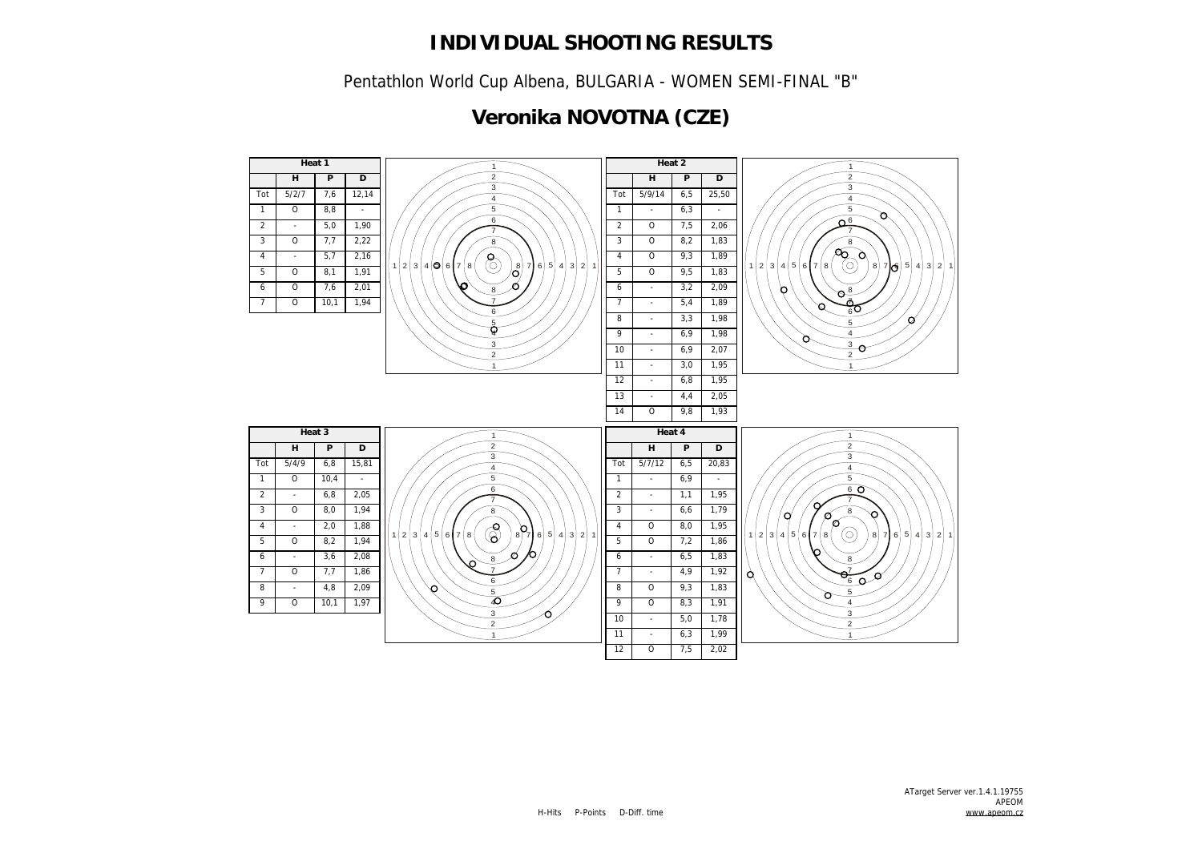# INDIVIDUAL SHOOTING RESULTS

Pentathlon World Cup Albena, BULGARIA - WOMEN SEMI-FINAL "B"

## Veronika NOVOTNA (CZE)

**Heat 1**

| | H | P | D |
|---|---|---|---|
| Tot | 5/2/7 | 7,6 | 12,14 |
| 1 | O | 8,8 | - |
| 2 | - | 5,0 | 1,90 |
| 3 | O | 7,7 | 2,22 |
| 4 | - | 5,7 | 2,16 |
| 5 | O | 8,1 | 1,91 |
| 6 | O | 7,6 | 2,01 |
| 7 | O | 10,1 | 1,94 |

**Heat 2**

| | H | P | D |
|---|---|---|---|
| Tot | 5/9/14 | 6,5 | 25,50 |
| 1 | - | 6,3 | - |
| 2 | O | 7,5 | 2,06 |
| 3 | O | 8,2 | 1,83 |
| 4 | O | 9,3 | 1,89 |
| 5 | O | 9,5 | 1,83 |
| 6 | - | 3,2 | 2,09 |
| 7 | - | 5,4 | 1,89 |
| 8 | - | 3,3 | 1,98 |
| 9 | - | 6,9 | 1,98 |
| 10 | - | 6,9 | 2,07 |
| 11 | - | 3,0 | 1,95 |
| 12 | - | 6,8 | 1,95 |
| 13 | - | 4,4 | 2,05 |
| 14 | O | 9,8 | 1,93 |

**Heat 3**

| | H | P | D |
|---|---|---|---|
| Tot | 5/4/9 | 6,8 | 15,81 |
| 1 | O | 10,4 | - |
| 2 | - | 6,8 | 2,05 |
| 3 | O | 8,0 | 1,94 |
| 4 | - | 2,0 | 1,88 |
| 5 | O | 8,2 | 1,94 |
| 6 | - | 3,6 | 2,08 |
| 7 | O | 7,7 | 1,86 |
| 8 | - | 4,8 | 2,09 |
| 9 | O | 10,1 | 1,97 |

**Heat 4**

| | H | P | D |
|---|---|---|---|
| Tot | 5/7/12 | 6,5 | 20,83 |
| 1 | - | 6,9 | - |
| 2 | - | 1,1 | 1,95 |
| 3 | - | 6,6 | 1,79 |
| 4 | O | 8,0 | 1,95 |
| 5 | O | 7,2 | 1,86 |
| 6 | - | 6,5 | 1,83 |
| 7 | - | 4,9 | 1,92 |
| 8 | O | 9,3 | 1,83 |
| 9 | O | 8,3 | 1,91 |
| 10 | - | 5,0 | 1,78 |
| 11 | - | 6,3 | 1,99 |
| 12 | O | 7,5 | 2,02 |

H-Hits P-Points D-Diff. time

ATarget Server ver.1.4.1.19755
APEOM
www.apeom.cz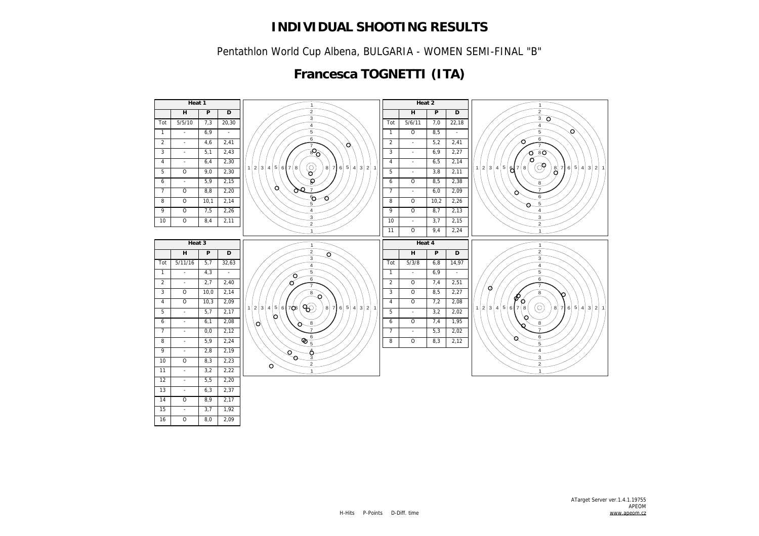# INDIVIDUAL SHOOTING RESULTS

Pentathlon World Cup Albena, BULGARIA - WOMEN SEMI-FINAL "B"

## Francesca TOGNETTI (ITA)

**Heat 1**

| | H | P | D |
|---|---|---|---|
| Tot | 5/5/10 | 7,3 | 20,30 |
| 1 | - | 6,9 | - |
| 2 | - | 4,6 | 2,41 |
| 3 | - | 5,1 | 2,43 |
| 4 | - | 6,4 | 2,30 |
| 5 | O | 9,0 | 2,30 |
| 6 | - | 5,9 | 2,15 |
| 7 | O | 8,8 | 2,20 |
| 8 | O | 10,1 | 2,14 |
| 9 | O | 7,5 | 2,26 |
| 10 | O | 8,4 | 2,11 |

**Heat 2**

| | H | P | D |
|---|---|---|---|
| Tot | 5/6/11 | 7,0 | 22,18 |
| 1 | O | 8,5 | - |
| 2 | - | 5,2 | 2,41 |
| 3 | - | 6,9 | 2,27 |
| 4 | - | 6,5 | 2,14 |
| 5 | - | 3,8 | 2,11 |
| 6 | O | 8,5 | 2,38 |
| 7 | - | 6,0 | 2,09 |
| 8 | O | 10,2 | 2,26 |
| 9 | O | 8,7 | 2,13 |
| 10 | - | 3,7 | 2,15 |
| 11 | O | 9,4 | 2,24 |

**Heat 3**

| | H | P | D |
|---|---|---|---|
| Tot | 5/11/16 | 5,7 | 32,63 |
| 1 | - | 4,3 | - |
| 2 | - | 2,7 | 2,40 |
| 3 | O | 10,0 | 2,14 |
| 4 | O | 10,3 | 2,09 |
| 5 | - | 5,7 | 2,17 |
| 6 | - | 6,1 | 2,08 |
| 7 | - | 0,0 | 2,12 |
| 8 | - | 5,9 | 2,24 |
| 9 | - | 2,8 | 2,19 |
| 10 | O | 8,3 | 2,23 |
| 11 | - | 3,2 | 2,22 |
| 12 | - | 5,5 | 2,20 |
| 13 | - | 6,3 | 2,37 |
| 14 | O | 8,9 | 2,17 |
| 15 | - | 3,7 | 1,92 |
| 16 | O | 8,0 | 2,09 |

**Heat 4**

| | H | P | D |
|---|---|---|---|
| Tot | 5/3/8 | 6,8 | 14,97 |
| 1 | - | 6,9 | - |
| 2 | O | 7,4 | 2,51 |
| 3 | O | 8,5 | 2,27 |
| 4 | O | 7,2 | 2,08 |
| 5 | - | 3,2 | 2,02 |
| 6 | O | 7,4 | 1,95 |
| 7 | - | 5,3 | 2,02 |
| 8 | O | 8,3 | 2,12 |

H-Hits P-Points D-Diff. time

ATarget Server ver.1.4.1.19755
APEOM
www.apeom.cz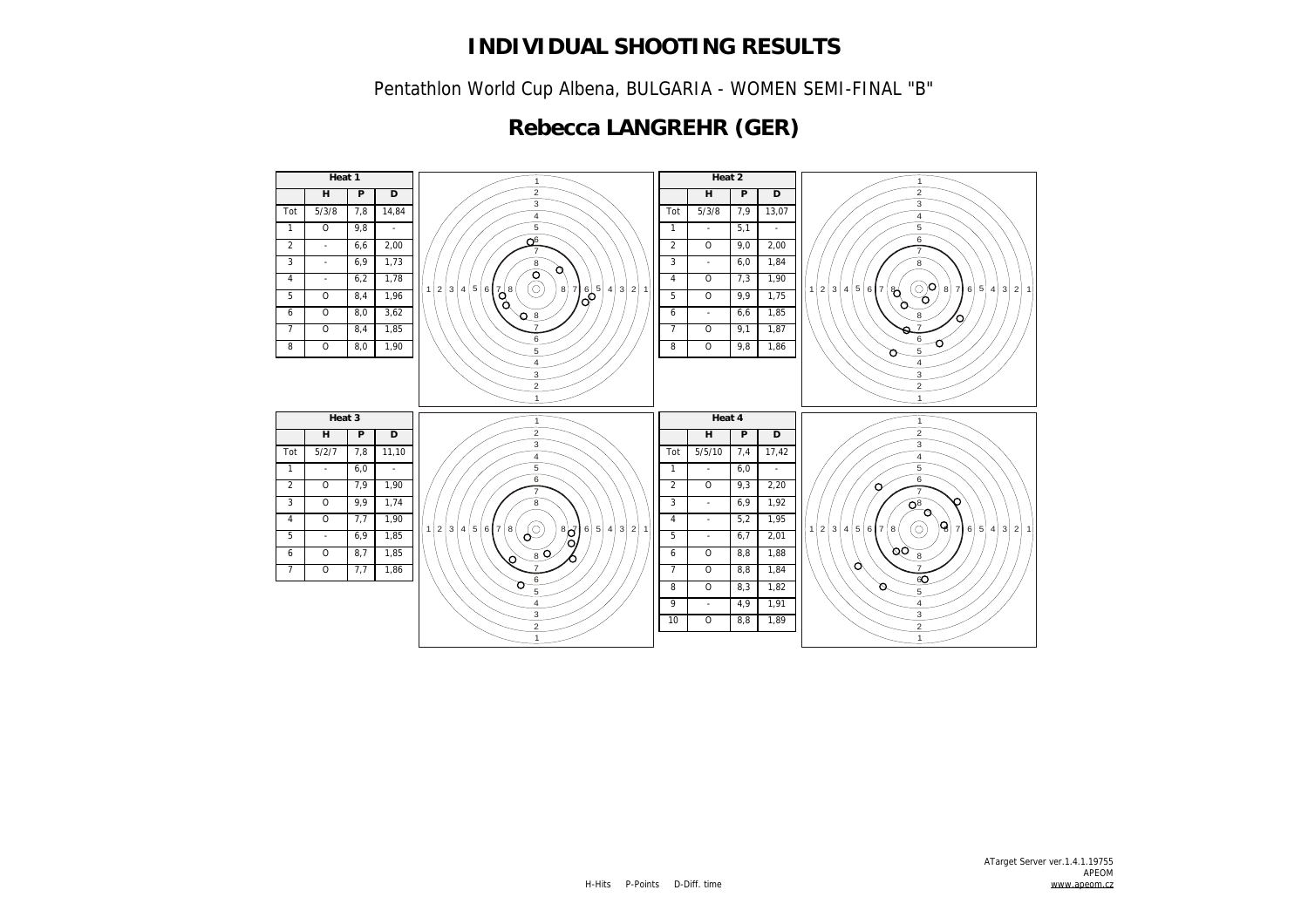# INDIVIDUAL SHOOTING RESULTS

Pentathlon World Cup Albena, BULGARIA - WOMEN SEMI-FINAL "B"

## Rebecca LANGREHR (GER)

**Heat 1**

| | H | P | D |
|---|---|---|---|
| Tot | 5/3/8 | 7,8 | 14,84 |
| 1 | O | 9,8 | - |
| 2 | - | 6,6 | 2,00 |
| 3 | - | 6,9 | 1,73 |
| 4 | - | 6,2 | 1,78 |
| 5 | O | 8,4 | 1,96 |
| 6 | O | 8,0 | 3,62 |
| 7 | O | 8,4 | 1,85 |
| 8 | O | 8,0 | 1,90 |

**Heat 2**

| | H | P | D |
|---|---|---|---|
| Tot | 5/3/8 | 7,9 | 13,07 |
| 1 | - | 5,1 | - |
| 2 | O | 9,0 | 2,00 |
| 3 | - | 6,0 | 1,84 |
| 4 | O | 7,3 | 1,90 |
| 5 | O | 9,9 | 1,75 |
| 6 | - | 6,6 | 1,85 |
| 7 | O | 9,1 | 1,87 |
| 8 | O | 9,8 | 1,86 |

**Heat 3**

| | H | P | D |
|---|---|---|---|
| Tot | 5/2/7 | 7,8 | 11,10 |
| 1 | - | 6,0 | - |
| 2 | O | 7,9 | 1,90 |
| 3 | O | 9,9 | 1,74 |
| 4 | O | 7,7 | 1,90 |
| 5 | - | 6,9 | 1,85 |
| 6 | O | 8,7 | 1,85 |
| 7 | O | 7,7 | 1,86 |

**Heat 4**

| | H | P | D |
|---|---|---|---|
| Tot | 5/5/10 | 7,4 | 17,42 |
| 1 | - | 6,0 | - |
| 2 | O | 9,3 | 2,20 |
| 3 | - | 6,9 | 1,92 |
| 4 | - | 5,2 | 1,95 |
| 5 | - | 6,7 | 2,01 |
| 6 | O | 8,8 | 1,88 |
| 7 | O | 8,8 | 1,84 |
| 8 | O | 8,3 | 1,82 |
| 9 | - | 4,9 | 1,91 |
| 10 | O | 8,8 | 1,89 |

H-Hits P-Points D-Diff. time

ATarget Server ver.1.4.1.19755
APEOM
www.apeom.cz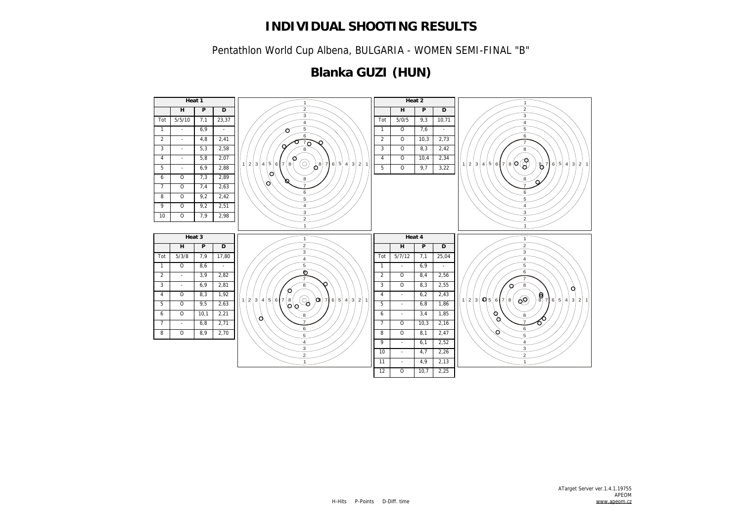# INDIVIDUAL SHOOTING RESULTS

Pentathlon World Cup Albena, BULGARIA - WOMEN SEMI-FINAL "B"

## Blanka GUZI (HUN)

| Heat 1 | | | |
|---|---|---|---|
| | H | P | D |
| Tot | 5/5/10 | 7,1 | 23,37 |
| 1 | - | 6,9 | - |
| 2 | - | 4,8 | 2,41 |
| 3 | - | 5,3 | 2,58 |
| 4 | - | 5,8 | 2,07 |
| 5 | - | 6,9 | 2,88 |
| 6 | O | 7,3 | 2,89 |
| 7 | O | 7,4 | 2,63 |
| 8 | O | 9,2 | 2,42 |
| 9 | O | 9,2 | 2,51 |
| 10 | O | 7,9 | 2,98 |

| Heat 2 | | | |
|---|---|---|---|
| | H | P | D |
| Tot | 5/0/5 | 9,3 | 10,71 |
| 1 | O | 7,6 | - |
| 2 | O | 10,3 | 2,73 |
| 3 | O | 8,3 | 2,42 |
| 4 | O | 10,4 | 2,34 |
| 5 | O | 9,7 | 3,22 |

| Heat 3 | | | |
|---|---|---|---|
| | H | P | D |
| Tot | 5/3/8 | 7,9 | 17,80 |
| 1 | O | 8,6 | - |
| 2 | - | 3,9 | 2,82 |
| 3 | - | 6,9 | 2,81 |
| 4 | O | 8,3 | 1,92 |
| 5 | O | 9,5 | 2,63 |
| 6 | O | 10,1 | 2,21 |
| 7 | - | 6,8 | 2,71 |
| 8 | O | 8,9 | 2,70 |

| Heat 4 | | | |
|---|---|---|---|
| | H | P | D |
| Tot | 5/7/12 | 7,1 | 25,04 |
| 1 | - | 6,9 | - |
| 2 | O | 8,4 | 2,56 |
| 3 | O | 8,3 | 2,55 |
| 4 | - | 6,2 | 2,43 |
| 5 | - | 6,8 | 1,86 |
| 6 | - | 3,4 | 1,85 |
| 7 | O | 10,3 | 2,16 |
| 8 | O | 8,1 | 2,47 |
| 9 | - | 6,1 | 2,52 |
| 10 | - | 4,7 | 2,26 |
| 11 | - | 4,9 | 2,13 |
| 12 | O | 10,7 | 2,25 |

H-Hits P-Points D-Diff. time

ATarget Server ver.1.4.1.19755
APEOM
www.apeom.cz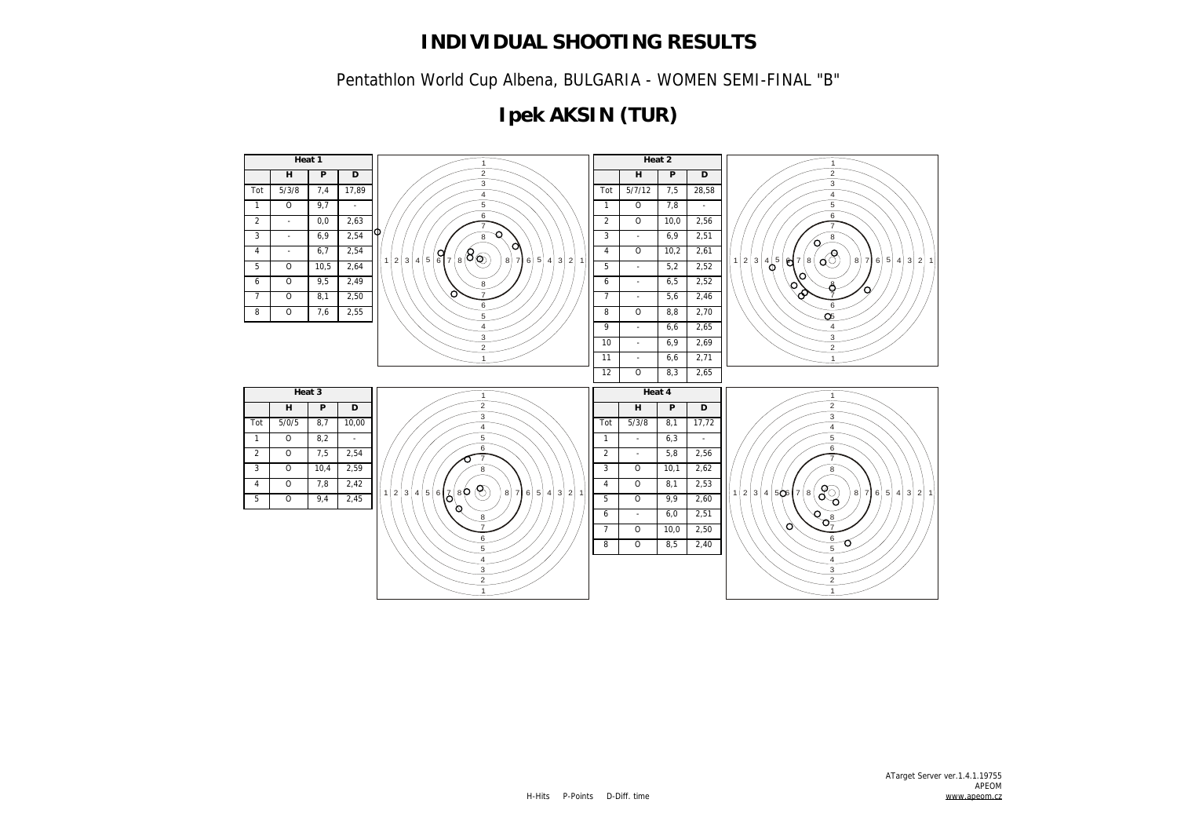# INDIVIDUAL SHOOTING RESULTS

Pentathlon World Cup Albena, BULGARIA - WOMEN SEMI-FINAL "B"

## Ipek AKSIN (TUR)

**Heat 1**

| | H | P | D |
|---|---|---|---|
| Tot | 5/3/8 | 7,4 | 17,89 |
| 1 | O | 9,7 | - |
| 2 | - | 0,0 | 2,63 |
| 3 | - | 6,9 | 2,54 |
| 4 | - | 6,7 | 2,54 |
| 5 | O | 10,5 | 2,64 |
| 6 | O | 9,5 | 2,49 |
| 7 | O | 8,1 | 2,50 |
| 8 | O | 7,6 | 2,55 |

**Heat 2**

| | H | P | D |
|---|---|---|---|
| Tot | 5/7/12 | 7,5 | 28,58 |
| 1 | O | 7,8 | - |
| 2 | O | 10,0 | 2,56 |
| 3 | - | 6,9 | 2,51 |
| 4 | O | 10,2 | 2,61 |
| 5 | - | 5,2 | 2,52 |
| 6 | - | 6,5 | 2,52 |
| 7 | - | 5,6 | 2,46 |
| 8 | O | 8,8 | 2,70 |
| 9 | - | 6,6 | 2,65 |
| 10 | - | 6,9 | 2,69 |
| 11 | - | 6,6 | 2,71 |
| 12 | O | 8,3 | 2,65 |

**Heat 3**

| | H | P | D |
|---|---|---|---|
| Tot | 5/0/5 | 8,7 | 10,00 |
| 1 | O | 8,2 | - |
| 2 | O | 7,5 | 2,54 |
| 3 | O | 10,4 | 2,59 |
| 4 | O | 7,8 | 2,42 |
| 5 | O | 9,4 | 2,45 |

**Heat 4**

| | H | P | D |
|---|---|---|---|
| Tot | 5/3/8 | 8,1 | 17,72 |
| 1 | - | 6,3 | - |
| 2 | - | 5,8 | 2,56 |
| 3 | O | 10,1 | 2,62 |
| 4 | O | 8,1 | 2,53 |
| 5 | O | 9,9 | 2,60 |
| 6 | - | 6,0 | 2,51 |
| 7 | O | 10,0 | 2,50 |
| 8 | O | 8,5 | 2,40 |

H-Hits P-Points D-Diff. time

ATarget Server ver.1.4.1.19755
APEOM
www.apeom.cz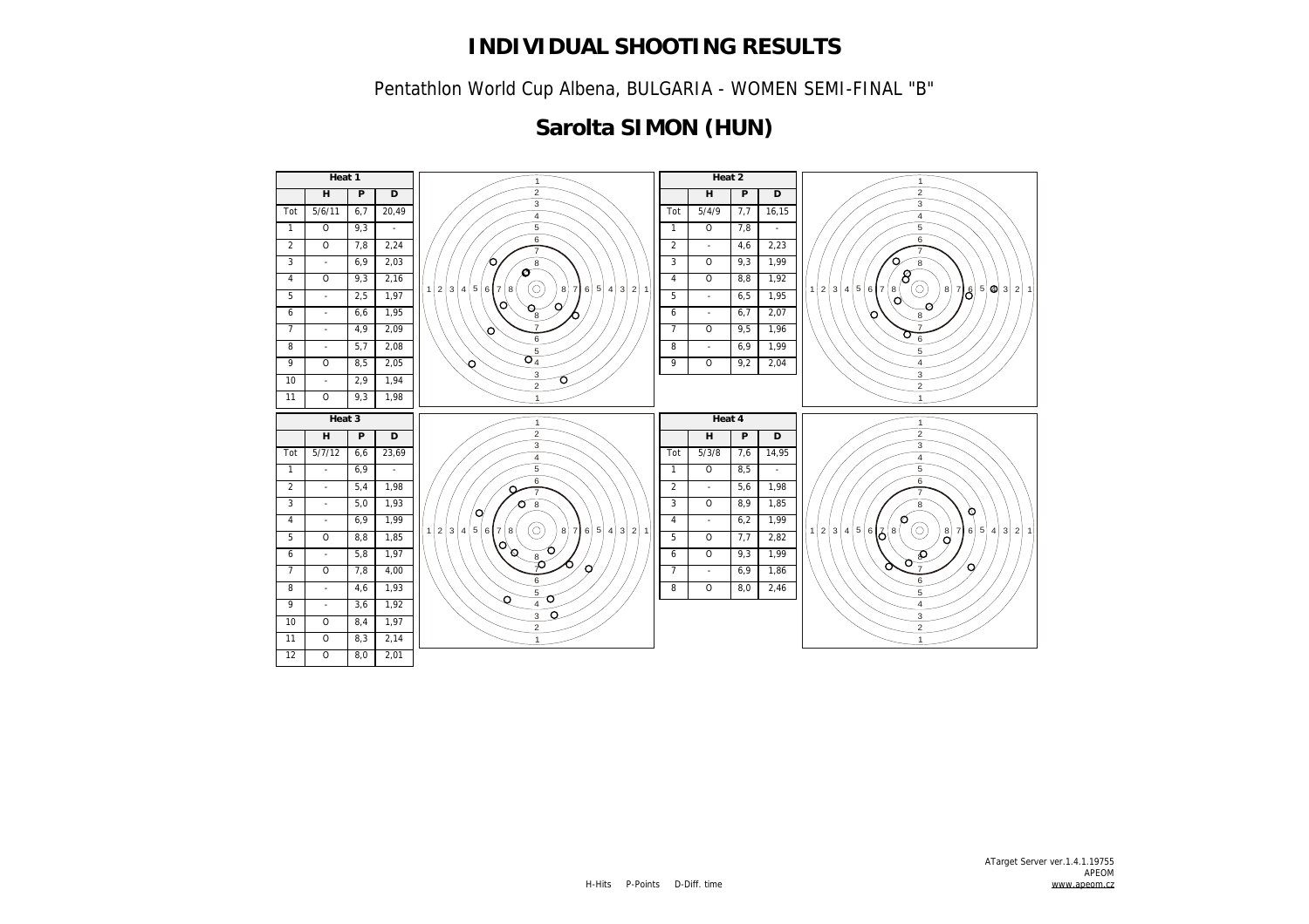# INDIVIDUAL SHOOTING RESULTS

Pentathlon World Cup Albena, BULGARIA - WOMEN SEMI-FINAL "B"

## Sarolta SIMON (HUN)

| Heat 1 | | | |
|---|---|---|---|
| | H | P | D |
| Tot | 5/6/11 | 6,7 | 20,49 |
| 1 | O | 9,3 | - |
| 2 | O | 7,8 | 2,24 |
| 3 | - | 6,9 | 2,03 |
| 4 | O | 9,3 | 2,16 |
| 5 | - | 2,5 | 1,97 |
| 6 | - | 6,6 | 1,95 |
| 7 | - | 4,9 | 2,09 |
| 8 | - | 5,7 | 2,08 |
| 9 | O | 8,5 | 2,05 |
| 10 | - | 2,9 | 1,94 |
| 11 | O | 9,3 | 1,98 |

| Heat 2 | | | |
|---|---|---|---|
| | H | P | D |
| Tot | 5/4/9 | 7,7 | 16,15 |
| 1 | O | 7,8 | - |
| 2 | - | 4,6 | 2,23 |
| 3 | O | 9,3 | 1,99 |
| 4 | O | 8,8 | 1,92 |
| 5 | - | 6,5 | 1,95 |
| 6 | - | 6,7 | 2,07 |
| 7 | O | 9,5 | 1,96 |
| 8 | - | 6,9 | 1,99 |
| 9 | O | 9,2 | 2,04 |

| Heat 3 | | | |
|---|---|---|---|
| | H | P | D |
| Tot | 5/7/12 | 6,6 | 23,69 |
| 1 | - | 6,9 | - |
| 2 | - | 5,4 | 1,98 |
| 3 | - | 5,0 | 1,93 |
| 4 | - | 6,9 | 1,99 |
| 5 | O | 8,8 | 1,85 |
| 6 | - | 5,8 | 1,97 |
| 7 | O | 7,8 | 4,00 |
| 8 | - | 4,6 | 1,93 |
| 9 | - | 3,6 | 1,92 |
| 10 | O | 8,4 | 1,97 |
| 11 | O | 8,3 | 2,14 |
| 12 | O | 8,0 | 2,01 |

| Heat 4 | | | |
|---|---|---|---|
| | H | P | D |
| Tot | 5/3/8 | 7,6 | 14,95 |
| 1 | O | 8,5 | - |
| 2 | - | 5,6 | 1,98 |
| 3 | O | 8,9 | 1,85 |
| 4 | - | 6,2 | 1,99 |
| 5 | O | 7,7 | 2,82 |
| 6 | O | 9,3 | 1,99 |
| 7 | - | 6,9 | 1,86 |
| 8 | O | 8,0 | 2,46 |

H-Hits P-Points D-Diff. time

ATarget Server ver.1.4.1.19755
APEOM
www.apeom.cz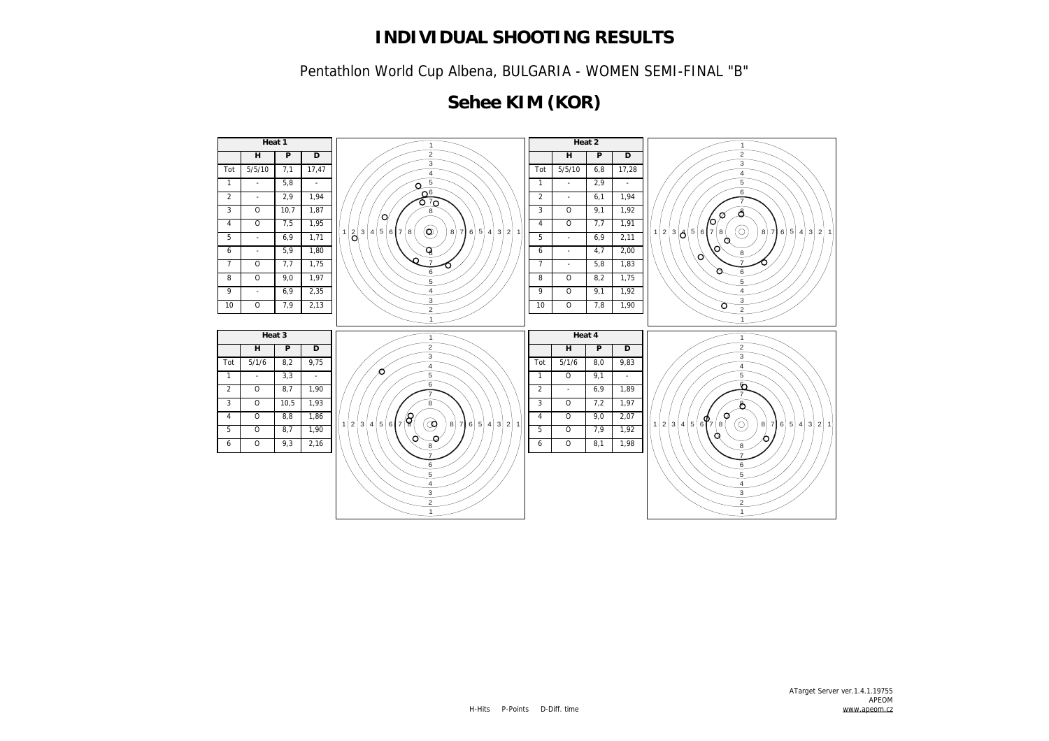# INDIVIDUAL SHOOTING RESULTS

Pentathlon World Cup Albena, BULGARIA - WOMEN SEMI-FINAL "B"

## Sehee KIM (KOR)

**Heat 1**

| | H | P | D |
|---|---|---|---|
| Tot | 5/5/10 | 7,1 | 17,47 |
| 1 | - | 5,8 | - |
| 2 | - | 2,9 | 1,94 |
| 3 | O | 10,7 | 1,87 |
| 4 | O | 7,5 | 1,95 |
| 5 | - | 6,9 | 1,71 |
| 6 | - | 5,9 | 1,80 |
| 7 | O | 7,7 | 1,75 |
| 8 | O | 9,0 | 1,97 |
| 9 | - | 6,9 | 2,35 |
| 10 | O | 7,9 | 2,13 |

**Heat 2**

| | H | P | D |
|---|---|---|---|
| Tot | 5/5/10 | 6,8 | 17,28 |
| 1 | - | 2,9 | - |
| 2 | - | 6,1 | 1,94 |
| 3 | O | 9,1 | 1,92 |
| 4 | O | 7,7 | 1,91 |
| 5 | - | 6,9 | 2,11 |
| 6 | - | 4,7 | 2,00 |
| 7 | - | 5,8 | 1,83 |
| 8 | O | 8,2 | 1,75 |
| 9 | O | 9,1 | 1,92 |
| 10 | O | 7,8 | 1,90 |

**Heat 3**

| | H | P | D |
|---|---|---|---|
| Tot | 5/1/6 | 8,2 | 9,75 |
| 1 | - | 3,3 | - |
| 2 | O | 8,7 | 1,90 |
| 3 | O | 10,5 | 1,93 |
| 4 | O | 8,8 | 1,86 |
| 5 | O | 8,7 | 1,90 |
| 6 | O | 9,3 | 2,16 |

**Heat 4**

| | H | P | D |
|---|---|---|---|
| Tot | 5/1/6 | 8,0 | 9,83 |
| 1 | O | 9,1 | - |
| 2 | - | 6,9 | 1,89 |
| 3 | O | 7,2 | 1,97 |
| 4 | O | 9,0 | 2,07 |
| 5 | O | 7,9 | 1,92 |
| 6 | O | 8,1 | 1,98 |

H-Hits P-Points D-Diff. time

ATarget Server ver.1.4.1.19755
APEOM
www.apeom.cz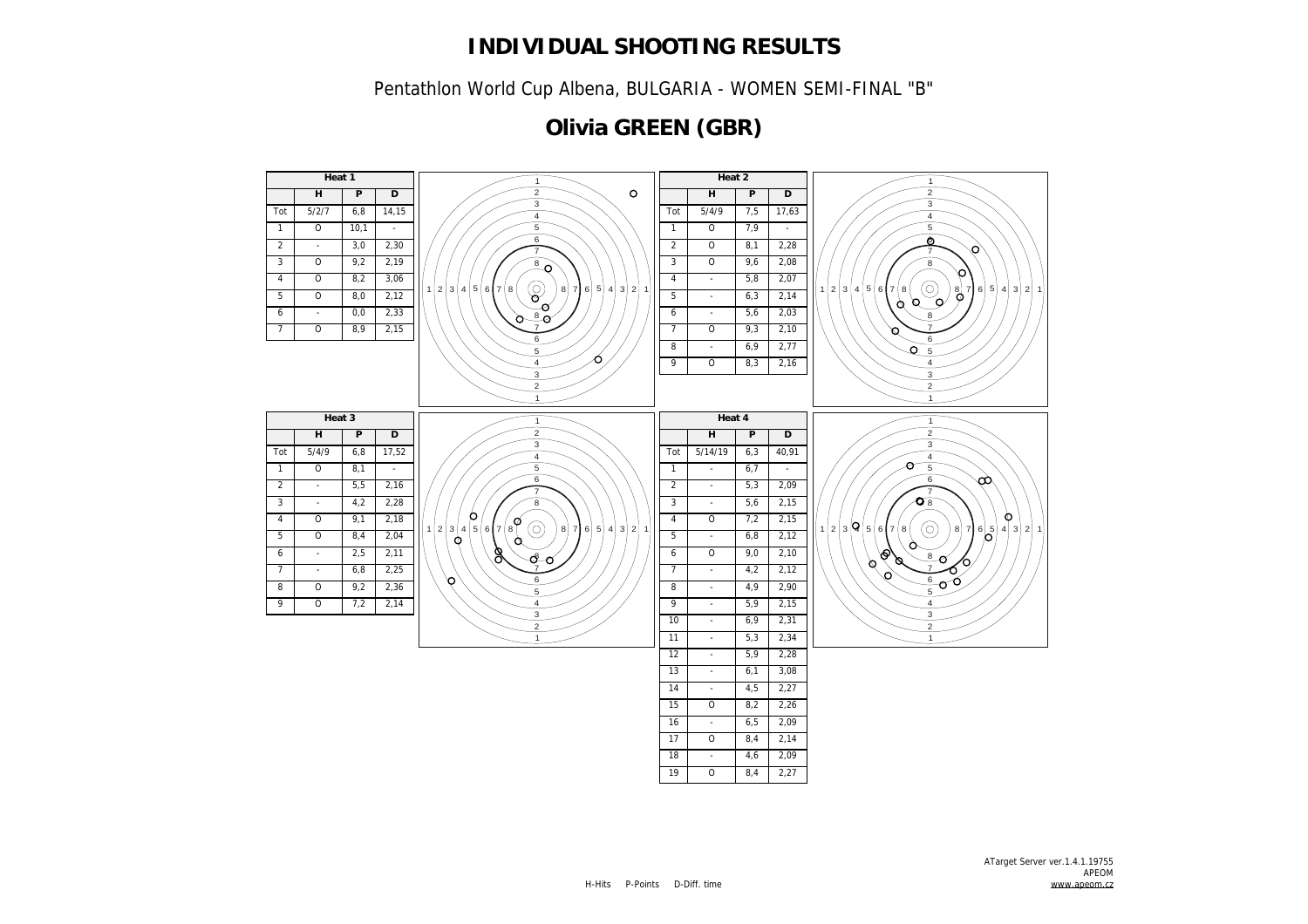# INDIVIDUAL SHOOTING RESULTS

Pentathlon World Cup Albena, BULGARIA - WOMEN SEMI-FINAL "B"

## Olivia GREEN (GBR)

| Heat 1 | | | |
|---|---|---|---|
| | H | P | D |
| Tot | 5/2/7 | 6,8 | 14,15 |
| 1 | O | 10,1 | - |
| 2 | - | 3,0 | 2,30 |
| 3 | O | 9,2 | 2,19 |
| 4 | O | 8,2 | 3,06 |
| 5 | O | 8,0 | 2,12 |
| 6 | - | 0,0 | 2,33 |
| 7 | O | 8,9 | 2,15 |

| Heat 2 | | | |
|---|---|---|---|
| | H | P | D |
| Tot | 5/4/9 | 7,5 | 17,63 |
| 1 | O | 7,9 | - |
| 2 | O | 8,1 | 2,28 |
| 3 | O | 9,6 | 2,08 |
| 4 | - | 5,8 | 2,07 |
| 5 | - | 6,3 | 2,14 |
| 6 | - | 5,6 | 2,03 |
| 7 | O | 9,3 | 2,10 |
| 8 | - | 6,9 | 2,77 |
| 9 | O | 8,3 | 2,16 |

| Heat 3 | | | |
|---|---|---|---|
| | H | P | D |
| Tot | 5/4/9 | 6,8 | 17,52 |
| 1 | O | 8,1 | - |
| 2 | - | 5,5 | 2,16 |
| 3 | - | 4,2 | 2,28 |
| 4 | O | 9,1 | 2,18 |
| 5 | O | 8,4 | 2,04 |
| 6 | - | 2,5 | 2,11 |
| 7 | - | 6,8 | 2,25 |
| 8 | O | 9,2 | 2,36 |
| 9 | O | 7,2 | 2,14 |

| Heat 4 | | | |
|---|---|---|---|
| | H | P | D |
| Tot | 5/14/19 | 6,3 | 40,91 |
| 1 | - | 6,7 | - |
| 2 | - | 5,3 | 2,09 |
| 3 | - | 5,6 | 2,15 |
| 4 | O | 7,2 | 2,15 |
| 5 | - | 6,8 | 2,12 |
| 6 | O | 9,0 | 2,10 |
| 7 | - | 4,2 | 2,12 |
| 8 | - | 4,9 | 2,90 |
| 9 | - | 5,9 | 2,15 |
| 10 | - | 6,9 | 2,31 |
| 11 | - | 5,3 | 2,34 |
| 12 | - | 5,9 | 2,28 |
| 13 | - | 6,1 | 3,08 |
| 14 | - | 4,5 | 2,27 |
| 15 | O | 8,2 | 2,26 |
| 16 | - | 6,5 | 2,09 |
| 17 | O | 8,4 | 2,14 |
| 18 | - | 4,6 | 2,09 |
| 19 | O | 8,4 | 2,27 |

H-Hits P-Points D-Diff. time

ATarget Server ver.1.4.1.19755
APEOM
www.apeom.cz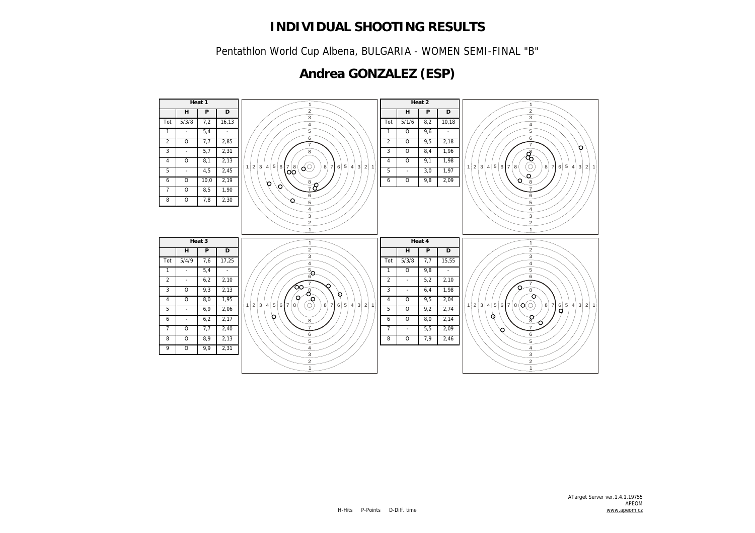# INDIVIDUAL SHOOTING RESULTS

Pentathlon World Cup Albena, BULGARIA - WOMEN SEMI-FINAL "B"

## Andrea GONZALEZ (ESP)

**Heat 1**

| | H | P | D |
|---|---|---|---|
| Tot | 5/3/8 | 7,2 | 16,13 |
| 1 | - | 5,4 | - |
| 2 | O | 7,7 | 2,85 |
| 3 | - | 5,7 | 2,31 |
| 4 | O | 8,1 | 2,13 |
| 5 | - | 4,5 | 2,45 |
| 6 | O | 10,0 | 2,19 |
| 7 | O | 8,5 | 1,90 |
| 8 | O | 7,8 | 2,30 |

**Heat 2**

| | H | P | D |
|---|---|---|---|
| Tot | 5/1/6 | 8,2 | 10,18 |
| 1 | O | 9,6 | - |
| 2 | O | 9,5 | 2,18 |
| 3 | O | 8,4 | 1,96 |
| 4 | O | 9,1 | 1,98 |
| 5 | - | 3,0 | 1,97 |
| 6 | O | 9,8 | 2,09 |

**Heat 3**

| | H | P | D |
|---|---|---|---|
| Tot | 5/4/9 | 7,6 | 17,25 |
| 1 | - | 5,4 | - |
| 2 | - | 6,2 | 2,10 |
| 3 | O | 9,3 | 2,13 |
| 4 | O | 8,0 | 1,95 |
| 5 | - | 6,9 | 2,06 |
| 6 | - | 6,2 | 2,17 |
| 7 | O | 7,7 | 2,40 |
| 8 | O | 8,9 | 2,13 |
| 9 | O | 9,9 | 2,31 |

**Heat 4**

| | H | P | D |
|---|---|---|---|
| Tot | 5/3/8 | 7,7 | 15,55 |
| 1 | O | 9,8 | - |
| 2 | - | 5,2 | 2,10 |
| 3 | - | 6,4 | 1,98 |
| 4 | O | 9,5 | 2,04 |
| 5 | O | 9,2 | 2,74 |
| 6 | O | 8,0 | 2,14 |
| 7 | - | 5,5 | 2,09 |
| 8 | O | 7,9 | 2,46 |

H-Hits P-Points D-Diff. time

ATarget Server ver.1.4.1.19755
APEOM
www.apeom.cz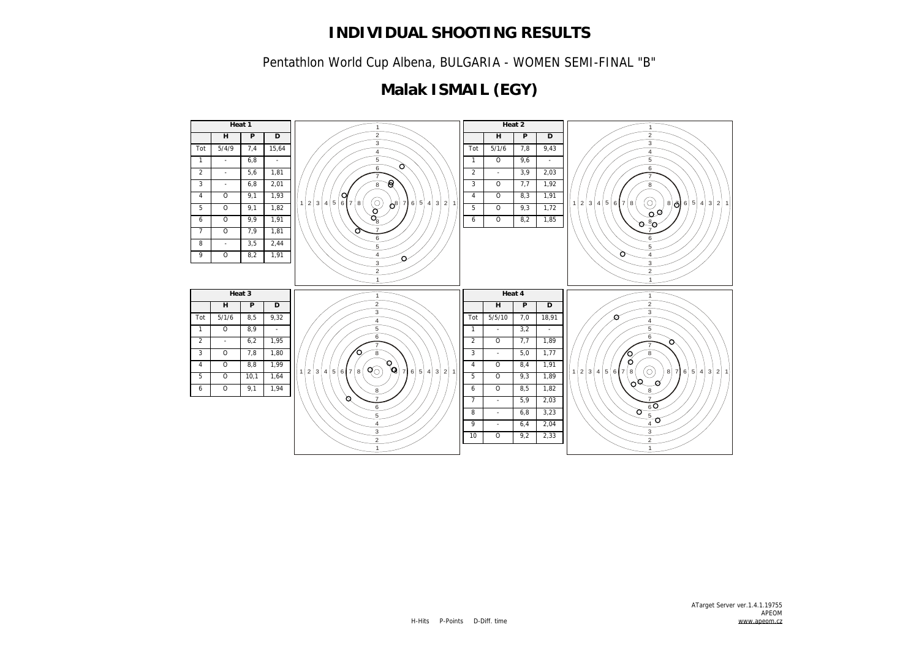# INDIVIDUAL SHOOTING RESULTS

Pentathlon World Cup Albena, BULGARIA - WOMEN SEMI-FINAL "B"

## Malak ISMAIL (EGY)

**Heat 1**

| | H | P | D |
|---|---|---|---|
| Tot | 5/4/9 | 7,4 | 15,64 |
| 1 | - | 6,8 | - |
| 2 | - | 5,6 | 1,81 |
| 3 | - | 6,8 | 2,01 |
| 4 | O | 9,1 | 1,93 |
| 5 | O | 9,1 | 1,82 |
| 6 | O | 9,9 | 1,91 |
| 7 | O | 7,9 | 1,81 |
| 8 | - | 3,5 | 2,44 |
| 9 | O | 8,2 | 1,91 |

**Heat 2**

| | H | P | D |
|---|---|---|---|
| Tot | 5/1/6 | 7,8 | 9,43 |
| 1 | O | 9,6 | - |
| 2 | - | 3,9 | 2,03 |
| 3 | O | 7,7 | 1,92 |
| 4 | O | 8,3 | 1,91 |
| 5 | O | 9,3 | 1,72 |
| 6 | O | 8,2 | 1,85 |

**Heat 3**

| | H | P | D |
|---|---|---|---|
| Tot | 5/1/6 | 8,5 | 9,32 |
| 1 | O | 8,9 | - |
| 2 | - | 6,2 | 1,95 |
| 3 | O | 7,8 | 1,80 |
| 4 | O | 8,8 | 1,99 |
| 5 | O | 10,1 | 1,64 |
| 6 | O | 9,1 | 1,94 |

**Heat 4**

| | H | P | D |
|---|---|---|---|
| Tot | 5/5/10 | 7,0 | 18,91 |
| 1 | - | 3,2 | - |
| 2 | O | 7,7 | 1,89 |
| 3 | - | 5,0 | 1,77 |
| 4 | O | 8,4 | 1,91 |
| 5 | O | 9,3 | 1,89 |
| 6 | O | 8,5 | 1,82 |
| 7 | - | 5,9 | 2,03 |
| 8 | - | 6,8 | 3,23 |
| 9 | - | 6,4 | 2,04 |
| 10 | O | 9,2 | 2,33 |

H-Hits P-Points D-Diff. time

ATarget Server ver.1.4.1.19755
APEOM
www.apeom.cz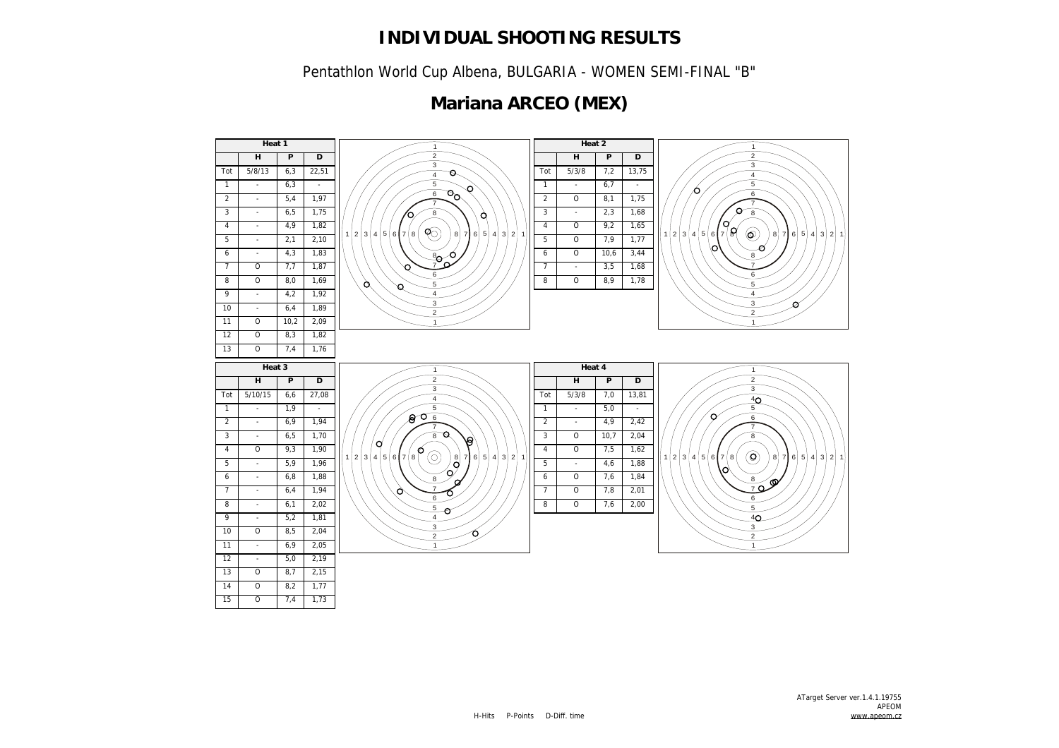# INDIVIDUAL SHOOTING RESULTS

Pentathlon World Cup Albena, BULGARIA - WOMEN SEMI-FINAL "B"

## Mariana ARCEO (MEX)

**Heat 1**

| | H | P | D |
|---|---|---|---|
| Tot | 5/8/13 | 6,3 | 22,51 |
| 1 | - | 6,3 | - |
| 2 | - | 5,4 | 1,97 |
| 3 | - | 6,5 | 1,75 |
| 4 | - | 4,9 | 1,82 |
| 5 | - | 2,1 | 2,10 |
| 6 | - | 4,3 | 1,83 |
| 7 | O | 7,7 | 1,87 |
| 8 | O | 8,0 | 1,69 |
| 9 | - | 4,2 | 1,92 |
| 10 | - | 6,4 | 1,89 |
| 11 | O | 10,2 | 2,09 |
| 12 | O | 8,3 | 1,82 |
| 13 | O | 7,4 | 1,76 |

**Heat 2**

| | H | P | D |
|---|---|---|---|
| Tot | 5/3/8 | 7,2 | 13,75 |
| 1 | - | 6,7 | - |
| 2 | O | 8,1 | 1,75 |
| 3 | - | 2,3 | 1,68 |
| 4 | O | 9,2 | 1,65 |
| 5 | O | 7,9 | 1,77 |
| 6 | O | 10,6 | 3,44 |
| 7 | - | 3,5 | 1,68 |
| 8 | O | 8,9 | 1,78 |

**Heat 3**

| | H | P | D |
|---|---|---|---|
| Tot | 5/10/15 | 6,6 | 27,08 |
| 1 | - | 1,9 | - |
| 2 | - | 6,9 | 1,94 |
| 3 | - | 6,5 | 1,70 |
| 4 | O | 9,3 | 1,90 |
| 5 | - | 5,9 | 1,96 |
| 6 | - | 6,8 | 1,88 |
| 7 | - | 6,4 | 1,94 |
| 8 | - | 6,1 | 2,02 |
| 9 | - | 5,2 | 1,81 |
| 10 | O | 8,5 | 2,04 |
| 11 | - | 6,9 | 2,05 |
| 12 | - | 5,0 | 2,19 |
| 13 | O | 8,7 | 2,15 |
| 14 | O | 8,2 | 1,77 |
| 15 | O | 7,4 | 1,73 |

**Heat 4**

| | H | P | D |
|---|---|---|---|
| Tot | 5/3/8 | 7,0 | 13,81 |
| 1 | - | 5,0 | - |
| 2 | - | 4,9 | 2,42 |
| 3 | O | 10,7 | 2,04 |
| 4 | O | 7,5 | 1,62 |
| 5 | - | 4,6 | 1,88 |
| 6 | O | 7,6 | 1,84 |
| 7 | O | 7,8 | 2,01 |
| 8 | O | 7,6 | 2,00 |

H-Hits P-Points D-Diff. time

ATarget Server ver.1.4.1.19755
APEOM
www.apeom.cz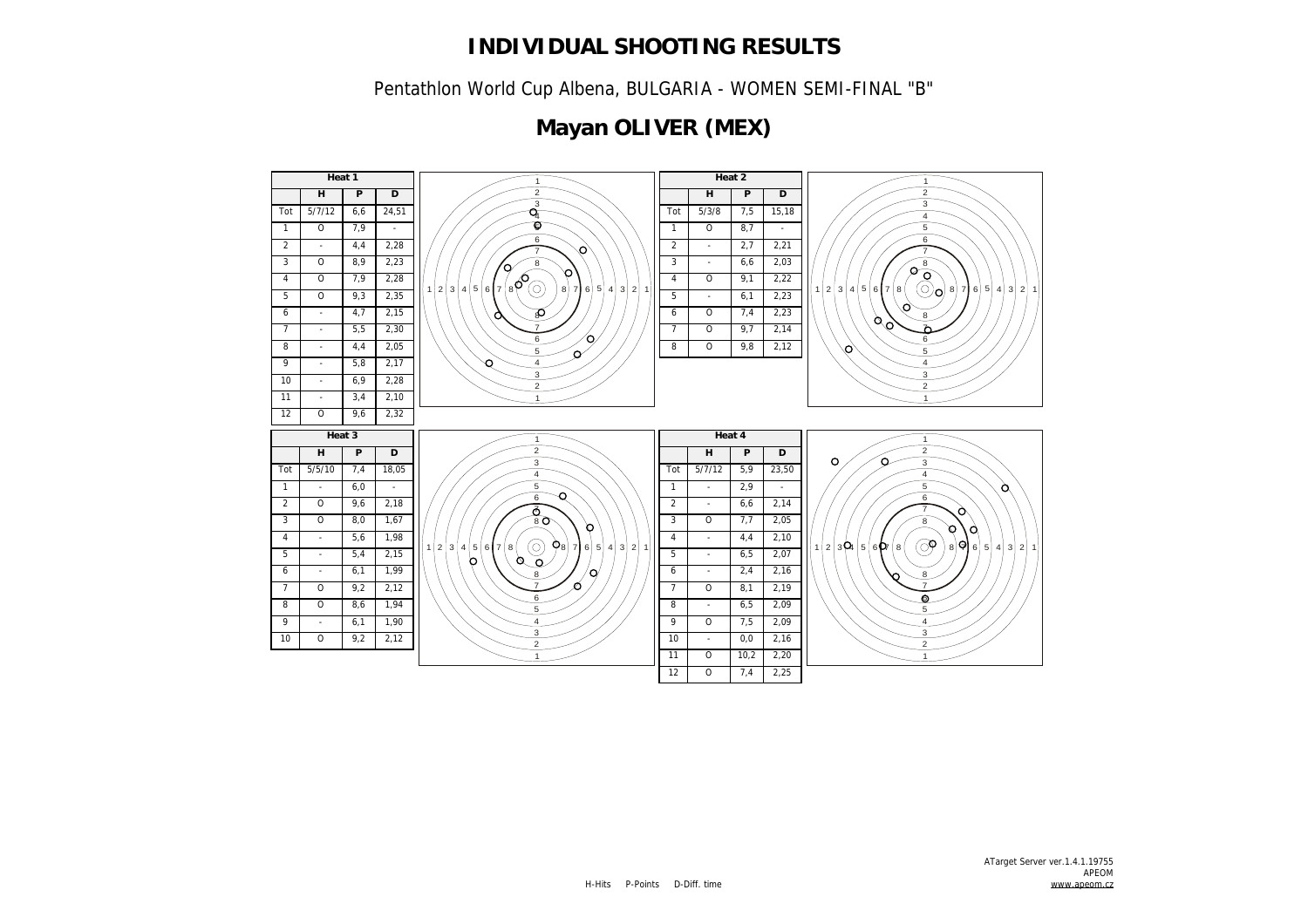# INDIVIDUAL SHOOTING RESULTS

Pentathlon World Cup Albena, BULGARIA - WOMEN SEMI-FINAL "B"

## Mayan OLIVER (MEX)

| Heat 1 | | | |
|---|---|---|---|
| | H | P | D |
| Tot | 5/7/12 | 6,6 | 24,51 |
| 1 | O | 7,9 | - |
| 2 | - | 4,4 | 2,28 |
| 3 | O | 8,9 | 2,23 |
| 4 | O | 7,9 | 2,28 |
| 5 | O | 9,3 | 2,35 |
| 6 | - | 4,7 | 2,15 |
| 7 | - | 5,5 | 2,30 |
| 8 | - | 4,4 | 2,05 |
| 9 | - | 5,8 | 2,17 |
| 10 | - | 6,9 | 2,28 |
| 11 | - | 3,4 | 2,10 |
| 12 | O | 9,6 | 2,32 |

| Heat 2 | | | |
|---|---|---|---|
| | H | P | D |
| Tot | 5/3/8 | 7,5 | 15,18 |
| 1 | O | 8,7 | - |
| 2 | - | 2,7 | 2,21 |
| 3 | - | 6,6 | 2,03 |
| 4 | O | 9,1 | 2,22 |
| 5 | - | 6,1 | 2,23 |
| 6 | O | 7,4 | 2,23 |
| 7 | O | 9,7 | 2,14 |
| 8 | O | 9,8 | 2,12 |

| Heat 3 | | | |
|---|---|---|---|
| | H | P | D |
| Tot | 5/5/10 | 7,4 | 18,05 |
| 1 | - | 6,0 | - |
| 2 | O | 9,6 | 2,18 |
| 3 | O | 8,0 | 1,67 |
| 4 | - | 5,6 | 1,98 |
| 5 | - | 5,4 | 2,15 |
| 6 | - | 6,1 | 1,99 |
| 7 | O | 9,2 | 2,12 |
| 8 | O | 8,6 | 1,94 |
| 9 | - | 6,1 | 1,90 |
| 10 | O | 9,2 | 2,12 |

| Heat 4 | | | |
|---|---|---|---|
| | H | P | D |
| Tot | 5/7/12 | 5,9 | 23,50 |
| 1 | - | 2,9 | - |
| 2 | - | 6,6 | 2,14 |
| 3 | O | 7,7 | 2,05 |
| 4 | - | 4,4 | 2,10 |
| 5 | - | 6,5 | 2,07 |
| 6 | - | 2,4 | 2,16 |
| 7 | O | 8,1 | 2,19 |
| 8 | - | 6,5 | 2,09 |
| 9 | O | 7,5 | 2,09 |
| 10 | - | 0,0 | 2,16 |
| 11 | O | 10,2 | 2,20 |
| 12 | O | 7,4 | 2,25 |

H-Hits P-Points D-Diff. time

ATarget Server ver.1.4.1.19755
APEOM
www.apeom.cz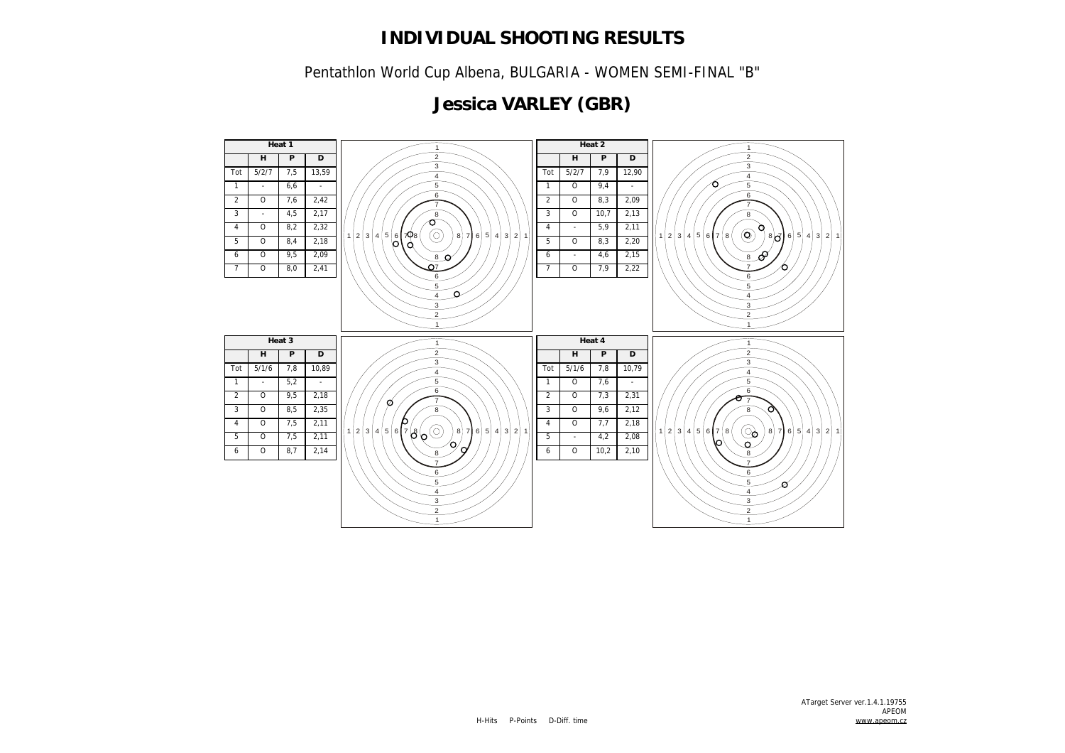# INDIVIDUAL SHOOTING RESULTS

Pentathlon World Cup Albena, BULGARIA - WOMEN SEMI-FINAL "B"

## Jessica VARLEY (GBR)

**Heat 1**

| | H | P | D |
|---|---|---|---|
| Tot | 5/2/7 | 7,5 | 13,59 |
| 1 | - | 6,6 | - |
| 2 | O | 7,6 | 2,42 |
| 3 | - | 4,5 | 2,17 |
| 4 | O | 8,2 | 2,32 |
| 5 | O | 8,4 | 2,18 |
| 6 | O | 9,5 | 2,09 |
| 7 | O | 8,0 | 2,41 |

**Heat 2**

| | H | P | D |
|---|---|---|---|
| Tot | 5/2/7 | 7,9 | 12,90 |
| 1 | O | 9,4 | - |
| 2 | O | 8,3 | 2,09 |
| 3 | O | 10,7 | 2,13 |
| 4 | - | 5,9 | 2,11 |
| 5 | O | 8,3 | 2,20 |
| 6 | - | 4,6 | 2,15 |
| 7 | O | 7,9 | 2,22 |

**Heat 3**

| | H | P | D |
|---|---|---|---|
| Tot | 5/1/6 | 7,8 | 10,89 |
| 1 | - | 5,2 | - |
| 2 | O | 9,5 | 2,18 |
| 3 | O | 8,5 | 2,35 |
| 4 | O | 7,5 | 2,11 |
| 5 | O | 7,5 | 2,11 |
| 6 | O | 8,7 | 2,14 |

**Heat 4**

| | H | P | D |
|---|---|---|---|
| Tot | 5/1/6 | 7,8 | 10,79 |
| 1 | O | 7,6 | - |
| 2 | O | 7,3 | 2,31 |
| 3 | O | 9,6 | 2,12 |
| 4 | O | 7,7 | 2,18 |
| 5 | - | 4,2 | 2,08 |
| 6 | O | 10,2 | 2,10 |

H-Hits P-Points D-Diff. time

ATarget Server ver.1.4.1.19755
APEOM
www.apeom.cz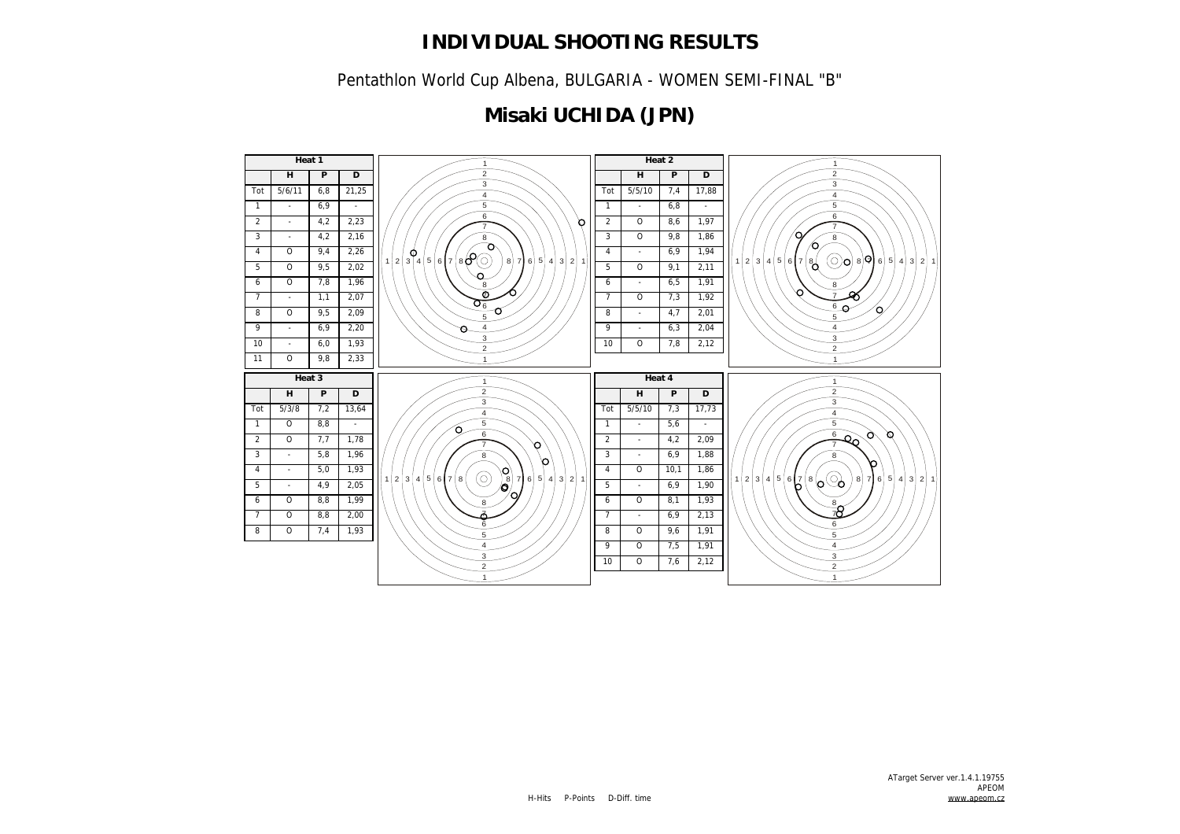# INDIVIDUAL SHOOTING RESULTS

Pentathlon World Cup Albena, BULGARIA - WOMEN SEMI-FINAL "B"

## Misaki UCHIDA (JPN)

**Heat 1**

| | H | P | D |
|---|---|---|---|
| Tot | 5/6/11 | 6,8 | 21,25 |
| 1 | - | 6,9 | - |
| 2 | - | 4,2 | 2,23 |
| 3 | - | 4,2 | 2,16 |
| 4 | O | 9,4 | 2,26 |
| 5 | O | 9,5 | 2,02 |
| 6 | O | 7,8 | 1,96 |
| 7 | - | 1,1 | 2,07 |
| 8 | O | 9,5 | 2,09 |
| 9 | - | 6,9 | 2,20 |
| 10 | - | 6,0 | 1,93 |
| 11 | O | 9,8 | 2,33 |

**Heat 2**

| | H | P | D |
|---|---|---|---|
| Tot | 5/5/10 | 7,4 | 17,88 |
| 1 | - | 6,8 | - |
| 2 | O | 8,6 | 1,97 |
| 3 | O | 9,8 | 1,86 |
| 4 | - | 6,9 | 1,94 |
| 5 | O | 9,1 | 2,11 |
| 6 | - | 6,5 | 1,91 |
| 7 | O | 7,3 | 1,92 |
| 8 | - | 4,7 | 2,01 |
| 9 | - | 6,3 | 2,04 |
| 10 | O | 7,8 | 2,12 |

**Heat 3**

| | H | P | D |
|---|---|---|---|
| Tot | 5/3/8 | 7,2 | 13,64 |
| 1 | O | 8,8 | - |
| 2 | O | 7,7 | 1,78 |
| 3 | - | 5,8 | 1,96 |
| 4 | - | 5,0 | 1,93 |
| 5 | - | 4,9 | 2,05 |
| 6 | O | 8,8 | 1,99 |
| 7 | O | 8,8 | 2,00 |
| 8 | O | 7,4 | 1,93 |

**Heat 4**

| | H | P | D |
|---|---|---|---|
| Tot | 5/5/10 | 7,3 | 17,73 |
| 1 | - | 5,6 | - |
| 2 | - | 4,2 | 2,09 |
| 3 | - | 6,9 | 1,88 |
| 4 | O | 10,1 | 1,86 |
| 5 | - | 6,9 | 1,90 |
| 6 | O | 8,1 | 1,93 |
| 7 | - | 6,9 | 2,13 |
| 8 | O | 9,6 | 1,91 |
| 9 | O | 7,5 | 1,91 |
| 10 | O | 7,6 | 2,12 |

H-Hits P-Points D-Diff. time

ATarget Server ver.1.4.1.19755
APEOM
www.apeom.cz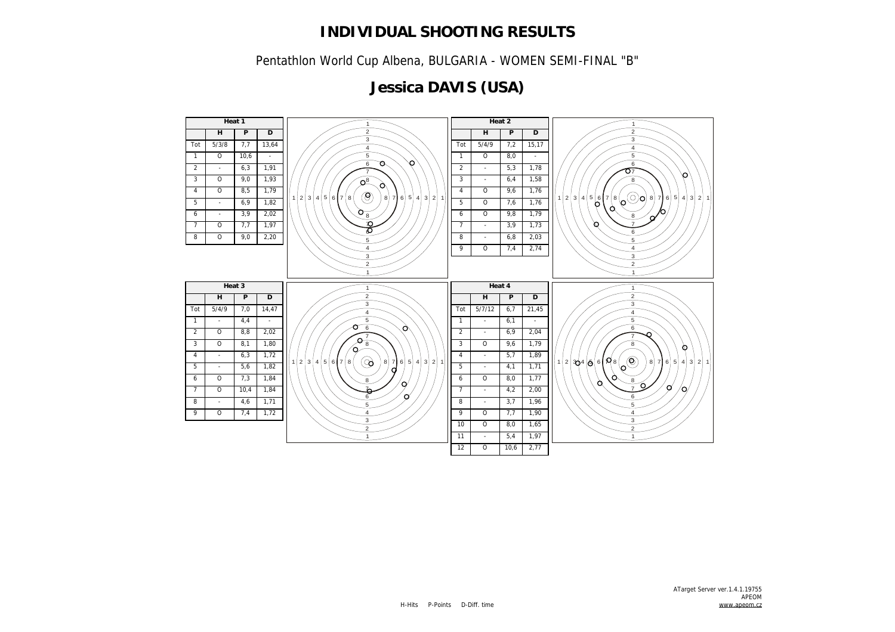# INDIVIDUAL SHOOTING RESULTS

Pentathlon World Cup Albena, BULGARIA - WOMEN SEMI-FINAL "B"

## Jessica DAVIS (USA)

**Heat 1**

| | H | P | D |
|---|---|---|---|
| Tot | 5/3/8 | 7,7 | 13,64 |
| 1 | O | 10,6 | - |
| 2 | - | 6,3 | 1,91 |
| 3 | O | 9,0 | 1,93 |
| 4 | O | 8,5 | 1,79 |
| 5 | - | 6,9 | 1,82 |
| 6 | - | 3,9 | 2,02 |
| 7 | O | 7,7 | 1,97 |
| 8 | O | 9,0 | 2,20 |

**Heat 2**

| | H | P | D |
|---|---|---|---|
| Tot | 5/4/9 | 7,2 | 15,17 |
| 1 | O | 8,0 | - |
| 2 | - | 5,3 | 1,78 |
| 3 | - | 6,4 | 1,58 |
| 4 | O | 9,6 | 1,76 |
| 5 | O | 7,6 | 1,76 |
| 6 | O | 9,8 | 1,79 |
| 7 | - | 3,9 | 1,73 |
| 8 | - | 6,8 | 2,03 |
| 9 | O | 7,4 | 2,74 |

**Heat 3**

| | H | P | D |
|---|---|---|---|
| Tot | 5/4/9 | 7,0 | 14,47 |
| 1 | - | 4,4 | - |
| 2 | O | 8,8 | 2,02 |
| 3 | O | 8,1 | 1,80 |
| 4 | - | 6,3 | 1,72 |
| 5 | - | 5,6 | 1,82 |
| 6 | O | 7,3 | 1,84 |
| 7 | O | 10,4 | 1,84 |
| 8 | - | 4,6 | 1,71 |
| 9 | O | 7,4 | 1,72 |

**Heat 4**

| | H | P | D |
|---|---|---|---|
| Tot | 5/7/12 | 6,7 | 21,45 |
| 1 | - | 6,1 | - |
| 2 | - | 6,9 | 2,04 |
| 3 | O | 9,6 | 1,79 |
| 4 | - | 5,7 | 1,89 |
| 5 | - | 4,1 | 1,71 |
| 6 | O | 8,0 | 1,77 |
| 7 | - | 4,2 | 2,00 |
| 8 | - | 3,7 | 1,96 |
| 9 | O | 7,7 | 1,90 |
| 10 | O | 8,0 | 1,65 |
| 11 | - | 5,4 | 1,97 |
| 12 | O | 10,6 | 2,77 |

H-Hits P-Points D-Diff. time

ATarget Server ver.1.4.1.19755
APEOM
www.apeom.cz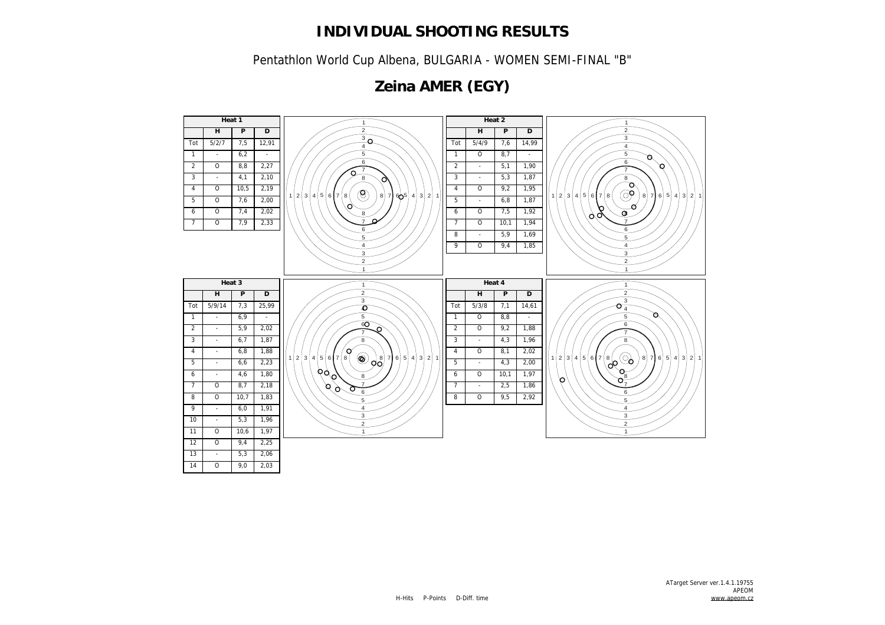# INDIVIDUAL SHOOTING RESULTS

Pentathlon World Cup Albena, BULGARIA - WOMEN SEMI-FINAL "B"

## Zeina AMER (EGY)

**Heat 1**

| | H | P | D |
|---|---|---|---|
| Tot | 5/2/7 | 7,5 | 12,91 |
| 1 | - | 6,2 | - |
| 2 | O | 8,8 | 2,27 |
| 3 | - | 4,1 | 2,10 |
| 4 | O | 10,5 | 2,19 |
| 5 | O | 7,6 | 2,00 |
| 6 | O | 7,4 | 2,02 |
| 7 | O | 7,9 | 2,33 |

**Heat 2**

| | H | P | D |
|---|---|---|---|
| Tot | 5/4/9 | 7,6 | 14,99 |
| 1 | O | 8,7 | - |
| 2 | - | 5,1 | 1,90 |
| 3 | - | 5,3 | 1,87 |
| 4 | O | 9,2 | 1,95 |
| 5 | - | 6,8 | 1,87 |
| 6 | O | 7,5 | 1,92 |
| 7 | O | 10,1 | 1,94 |
| 8 | - | 5,9 | 1,69 |
| 9 | O | 9,4 | 1,85 |

**Heat 3**

| | H | P | D |
|---|---|---|---|
| Tot | 5/9/14 | 7,3 | 25,99 |
| 1 | - | 6,9 | - |
| 2 | - | 5,9 | 2,02 |
| 3 | - | 6,7 | 1,87 |
| 4 | - | 6,8 | 1,88 |
| 5 | - | 6,6 | 2,23 |
| 6 | - | 4,6 | 1,80 |
| 7 | O | 8,7 | 2,18 |
| 8 | O | 10,7 | 1,83 |
| 9 | - | 6,0 | 1,91 |
| 10 | - | 5,3 | 1,96 |
| 11 | O | 10,6 | 1,97 |
| 12 | O | 9,4 | 2,25 |
| 13 | - | 5,3 | 2,06 |
| 14 | O | 9,0 | 2,03 |

**Heat 4**

| | H | P | D |
|---|---|---|---|
| Tot | 5/3/8 | 7,1 | 14,61 |
| 1 | O | 8,8 | - |
| 2 | O | 9,2 | 1,88 |
| 3 | - | 4,3 | 1,96 |
| 4 | O | 8,1 | 2,02 |
| 5 | - | 4,3 | 2,00 |
| 6 | O | 10,1 | 1,97 |
| 7 | - | 2,5 | 1,86 |
| 8 | O | 9,5 | 2,92 |

H-Hits P-Points D-Diff. time

ATarget Server ver.1.4.1.19755
APEOM
www.apeom.cz